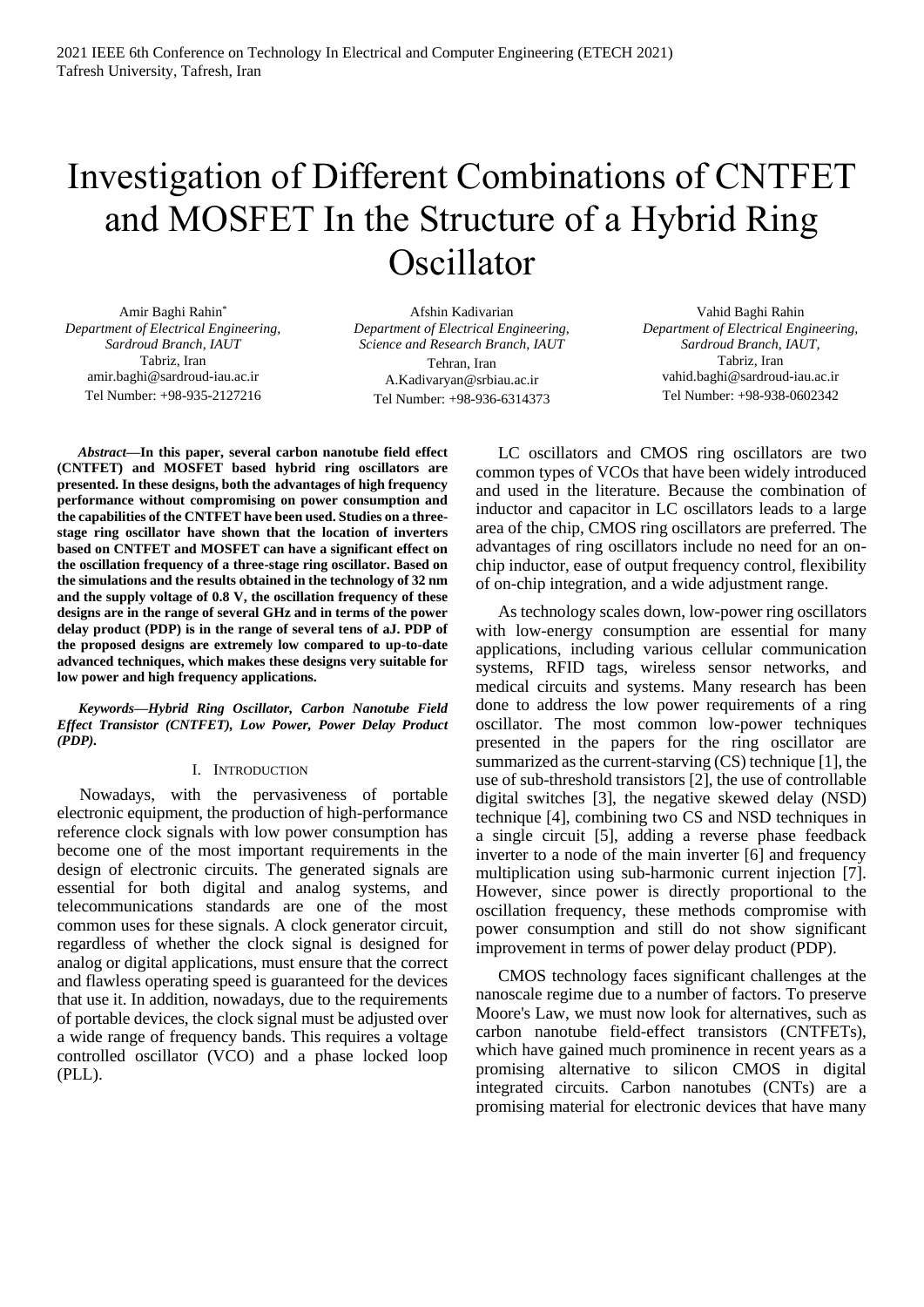2021 IEEE 6th Conference on Technology In Electrical and Computer Engineering (ETECH 2021)
Tafresh University, Tafresh, Iran

# Investigation of Different Combinations of CNTFET and MOSFET In the Structure of a Hybrid Ring Oscillator

Amir Baghi Rahin*
*Department of Electrical Engineering, Sardroud Branch, IAUT*
Tabriz, Iran
amir.baghi@sardroud-iau.ac.ir
Tel Number: +98-935-2127216

Afshin Kadivarian
*Department of Electrical Engineering, Science and Research Branch, IAUT*
Tehran, Iran
A.Kadivaryan@srbiau.ac.ir
Tel Number: +98-936-6314373

Vahid Baghi Rahin
*Department of Electrical Engineering, Sardroud Branch, IAUT,*
Tabriz, Iran
vahid.baghi@sardroud-iau.ac.ir
Tel Number: +98-938-0602342

***Abstract*—In this paper, several carbon nanotube field effect (CNTFET) and MOSFET based hybrid ring oscillators are presented. In these designs, both the advantages of high frequency performance without compromising on power consumption and the capabilities of the CNTFET have been used. Studies on a three-stage ring oscillator have shown that the location of inverters based on CNTFET and MOSFET can have a significant effect on the oscillation frequency of a three-stage ring oscillator. Based on the simulations and the results obtained in the technology of 32 nm and the supply voltage of 0.8 V, the oscillation frequency of these designs are in the range of several GHz and in terms of the power delay product (PDP) is in the range of several tens of aJ. PDP of the proposed designs are extremely low compared to up-to-date advanced techniques, which makes these designs very suitable for low power and high frequency applications.**

***Keywords*—*Hybrid Ring Oscillator, Carbon Nanotube Field Effect Transistor (CNTFET), Low Power, Power Delay Product (PDP).***

## I. Introduction

Nowadays, with the pervasiveness of portable electronic equipment, the production of high-performance reference clock signals with low power consumption has become one of the most important requirements in the design of electronic circuits. The generated signals are essential for both digital and analog systems, and telecommunications standards are one of the most common uses for these signals. A clock generator circuit, regardless of whether the clock signal is designed for analog or digital applications, must ensure that the correct and flawless operating speed is guaranteed for the devices that use it. In addition, nowadays, due to the requirements of portable devices, the clock signal must be adjusted over a wide range of frequency bands. This requires a voltage controlled oscillator (VCO) and a phase locked loop (PLL).

LC oscillators and CMOS ring oscillators are two common types of VCOs that have been widely introduced and used in the literature. Because the combination of inductor and capacitor in LC oscillators leads to a large area of the chip, CMOS ring oscillators are preferred. The advantages of ring oscillators include no need for an on-chip inductor, ease of output frequency control, flexibility of on-chip integration, and a wide adjustment range.

As technology scales down, low-power ring oscillators with low-energy consumption are essential for many applications, including various cellular communication systems, RFID tags, wireless sensor networks, and medical circuits and systems. Many research has been done to address the low power requirements of a ring oscillator. The most common low-power techniques presented in the papers for the ring oscillator are summarized as the current-starving (CS) technique [1], the use of sub-threshold transistors [2], the use of controllable digital switches [3], the negative skewed delay (NSD) technique [4], combining two CS and NSD techniques in a single circuit [5], adding a reverse phase feedback inverter to a node of the main inverter [6] and frequency multiplication using sub-harmonic current injection [7]. However, since power is directly proportional to the oscillation frequency, these methods compromise with power consumption and still do not show significant improvement in terms of power delay product (PDP).

CMOS technology faces significant challenges at the nanoscale regime due to a number of factors. To preserve Moore's Law, we must now look for alternatives, such as carbon nanotube field-effect transistors (CNTFETs), which have gained much prominence in recent years as a promising alternative to silicon CMOS in digital integrated circuits. Carbon nanotubes (CNTs) are a promising material for electronic devices that have many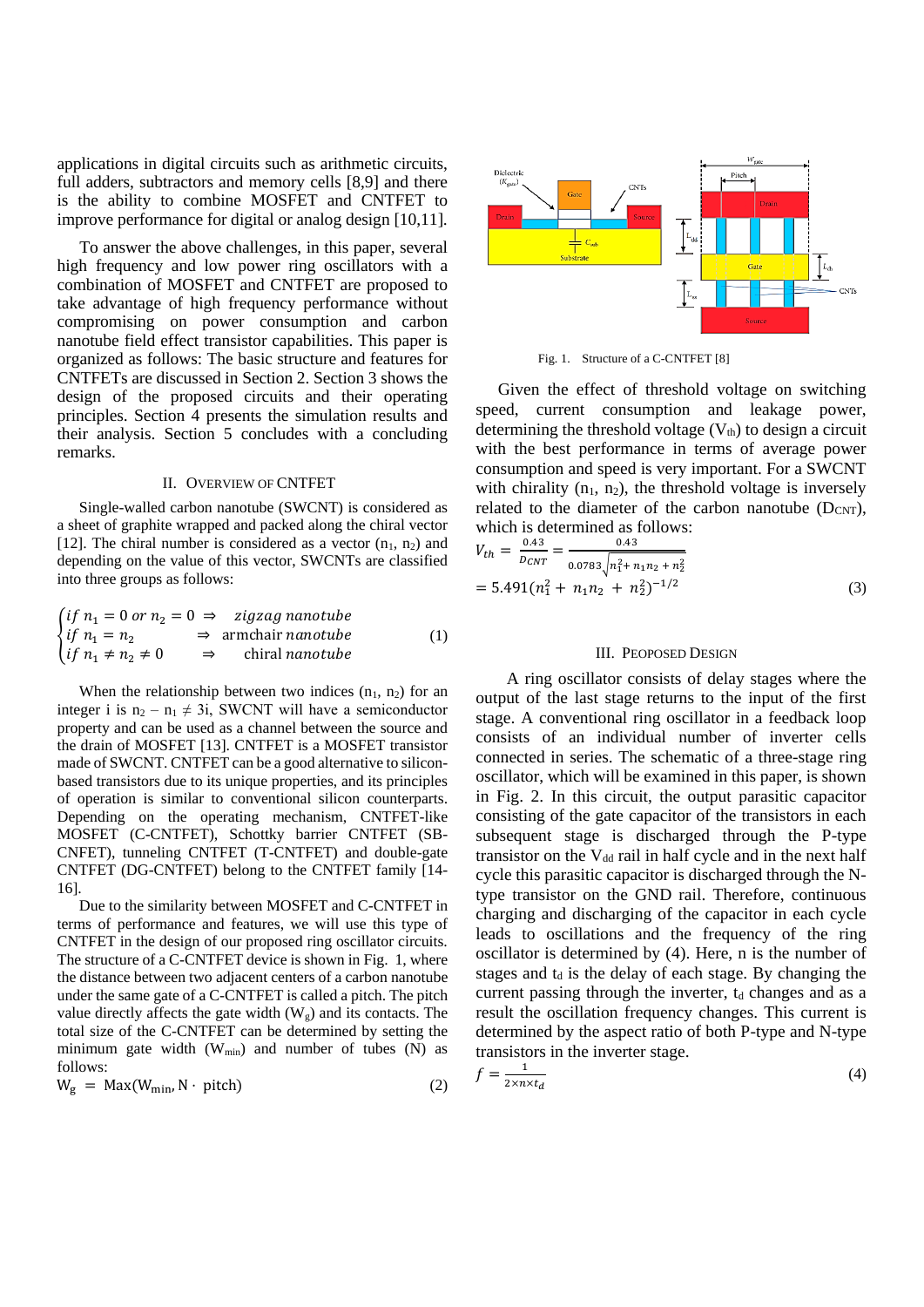applications in digital circuits such as arithmetic circuits, full adders, subtractors and memory cells [8,9] and there is the ability to combine MOSFET and CNTFET to improve performance for digital or analog design [10,11].

To answer the above challenges, in this paper, several high frequency and low power ring oscillators with a combination of MOSFET and CNTFET are proposed to take advantage of high frequency performance without compromising on power consumption and carbon nanotube field effect transistor capabilities. This paper is organized as follows: The basic structure and features for CNTFETs are discussed in Section 2. Section 3 shows the design of the proposed circuits and their operating principles. Section 4 presents the simulation results and their analysis. Section 5 concludes with a concluding remarks.

## II. Overview of CNTFET

Single-walled carbon nanotube (SWCNT) is considered as a sheet of graphite wrapped and packed along the chiral vector [12]. The chiral number is considered as a vector ($n_1$, $n_2$) and depending on the value of this vector, SWCNTs are classified into three groups as follows:

$$\begin{cases} if\ n_1 = 0\ or\ n_2 = 0 \Rightarrow & zigzag\ nanotube \\ if\ n_1 = n_2 \Rightarrow & \text{armchair}\ nanotube \\ if\ n_1 \neq n_2 \neq 0 \Rightarrow & \text{chiral}\ nanotube \end{cases} \tag{1}$$

When the relationship between two indices ($n_1$, $n_2$) for an integer i is $n_2 - n_1 \neq 3i$, SWCNT will have a semiconductor property and can be used as a channel between the source and the drain of MOSFET [13]. CNTFET is a MOSFET transistor made of SWCNT. CNTFET can be a good alternative to silicon-based transistors due to its unique properties, and its principles of operation is similar to conventional silicon counterparts. Depending on the operating mechanism, CNTFET-like MOSFET (C-CNTFET), Schottky barrier CNTFET (SB-CNFET), tunneling CNTFET (T-CNTFET) and double-gate CNTFET (DG-CNTFET) belong to the CNTFET family [14-16].

Due to the similarity between MOSFET and C-CNTFET in terms of performance and features, we will use this type of CNTFET in the design of our proposed ring oscillator circuits. The structure of a C-CNTFET device is shown in Fig. 1, where the distance between two adjacent centers of a carbon nanotube under the same gate of a C-CNTFET is called a pitch. The pitch value directly affects the gate width ($W_g$) and its contacts. The total size of the C-CNTFET can be determined by setting the minimum gate width ($W_{min}$) and number of tubes (N) as follows:

$$W_g = \text{Max}(W_{min}, N \cdot \text{pitch}) \tag{2}$$

Fig. 1. Structure of a C-CNTFET [8]

Given the effect of threshold voltage on switching speed, current consumption and leakage power, determining the threshold voltage ($V_{th}$) to design a circuit with the best performance in terms of average power consumption and speed is very important. For a SWCNT with chirality ($n_1$, $n_2$), the threshold voltage is inversely related to the diameter of the carbon nanotube ($D_{CNT}$), which is determined as follows:

$$V_{th} = \frac{0.43}{D_{CNT}} = \frac{0.43}{0.0783\sqrt{n_1^2 + n_1 n_2 + n_2^2}} = 5.491(n_1^2 + n_1 n_2 + n_2^2)^{-1/2} \tag{3}$$

## III. Peoposed Design

A ring oscillator consists of delay stages where the output of the last stage returns to the input of the first stage. A conventional ring oscillator in a feedback loop consists of an individual number of inverter cells connected in series. The schematic of a three-stage ring oscillator, which will be examined in this paper, is shown in Fig. 2. In this circuit, the output parasitic capacitor consisting of the gate capacitor of the transistors in each subsequent stage is discharged through the P-type transistor on the $V_{dd}$ rail in half cycle and in the next half cycle this parasitic capacitor is discharged through the N-type transistor on the GND rail. Therefore, continuous charging and discharging of the capacitor in each cycle leads to oscillations and the frequency of the ring oscillator is determined by (4). Here, n is the number of stages and $t_d$ is the delay of each stage. By changing the current passing through the inverter, $t_d$ changes and as a result the oscillation frequency changes. This current is determined by the aspect ratio of both P-type and N-type transistors in the inverter stage.

$$f = \frac{1}{2 \times n \times t_d} \tag{4}$$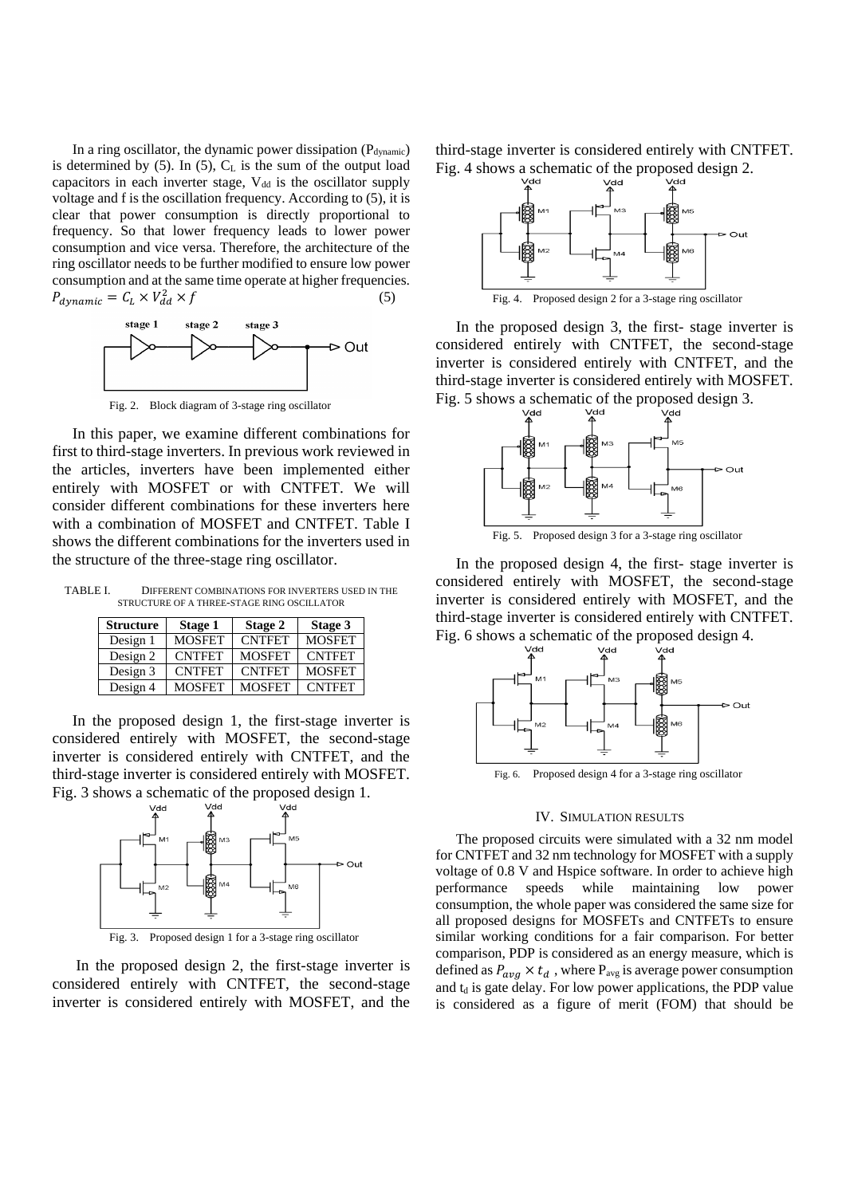In a ring oscillator, the dynamic power dissipation ($P_{dynamic}$) is determined by (5). In (5), $C_L$ is the sum of the output load capacitors in each inverter stage, $V_{dd}$ is the oscillator supply voltage and f is the oscillation frequency. According to (5), it is clear that power consumption is directly proportional to frequency. So that lower frequency leads to lower power consumption and vice versa. Therefore, the architecture of the ring oscillator needs to be further modified to ensure low power consumption and at the same time operate at higher frequencies.

$$P_{dynamic} = C_L \times V_{dd}^2 \times f \quad (5)$$

Fig. 2. Block diagram of 3-stage ring oscillator

In this paper, we examine different combinations for first to third-stage inverters. In previous work reviewed in the articles, inverters have been implemented either entirely with MOSFET or with CNTFET. We will consider different combinations for these inverters here with a combination of MOSFET and CNTFET. Table I shows the different combinations for the inverters used in the structure of the three-stage ring oscillator.

TABLE I. DIFFERENT COMBINATIONS FOR INVERTERS USED IN THE STRUCTURE OF A THREE-STAGE RING OSCILLATOR

| Structure | Stage 1 | Stage 2 | Stage 3 |
|---|---|---|---|
| Design 1 | MOSFET | CNTFET | MOSFET |
| Design 2 | CNTFET | MOSFET | CNTFET |
| Design 3 | CNTFET | CNTFET | MOSFET |
| Design 4 | MOSFET | MOSFET | CNTFET |

In the proposed design 1, the first-stage inverter is considered entirely with MOSFET, the second-stage inverter is considered entirely with CNTFET, and the third-stage inverter is considered entirely with MOSFET. Fig. 3 shows a schematic of the proposed design 1.

Fig. 3. Proposed design 1 for a 3-stage ring oscillator

In the proposed design 2, the first-stage inverter is considered entirely with CNTFET, the second-stage inverter is considered entirely with MOSFET, and the third-stage inverter is considered entirely with CNTFET. Fig. 4 shows a schematic of the proposed design 2.

Fig. 4. Proposed design 2 for a 3-stage ring oscillator

In the proposed design 3, the first- stage inverter is considered entirely with CNTFET, the second-stage inverter is considered entirely with CNTFET, and the third-stage inverter is considered entirely with MOSFET. Fig. 5 shows a schematic of the proposed design 3.

Fig. 5. Proposed design 3 for a 3-stage ring oscillator

In the proposed design 4, the first- stage inverter is considered entirely with MOSFET, the second-stage inverter is considered entirely with MOSFET, and the third-stage inverter is considered entirely with CNTFET. Fig. 6 shows a schematic of the proposed design 4.

Fig. 6. Proposed design 4 for a 3-stage ring oscillator

## IV. SIMULATION RESULTS

The proposed circuits were simulated with a 32 nm model for CNTFET and 32 nm technology for MOSFET with a supply voltage of 0.8 V and Hspice software. In order to achieve high performance speeds while maintaining low power consumption, the whole paper was considered the same size for all proposed designs for MOSFETs and CNTFETs to ensure similar working conditions for a fair comparison. For better comparison, PDP is considered as an energy measure, which is defined as $P_{avg} \times t_d$, where $P_{avg}$ is average power consumption and $t_d$ is gate delay. For low power applications, the PDP value is considered as a figure of merit (FOM) that should be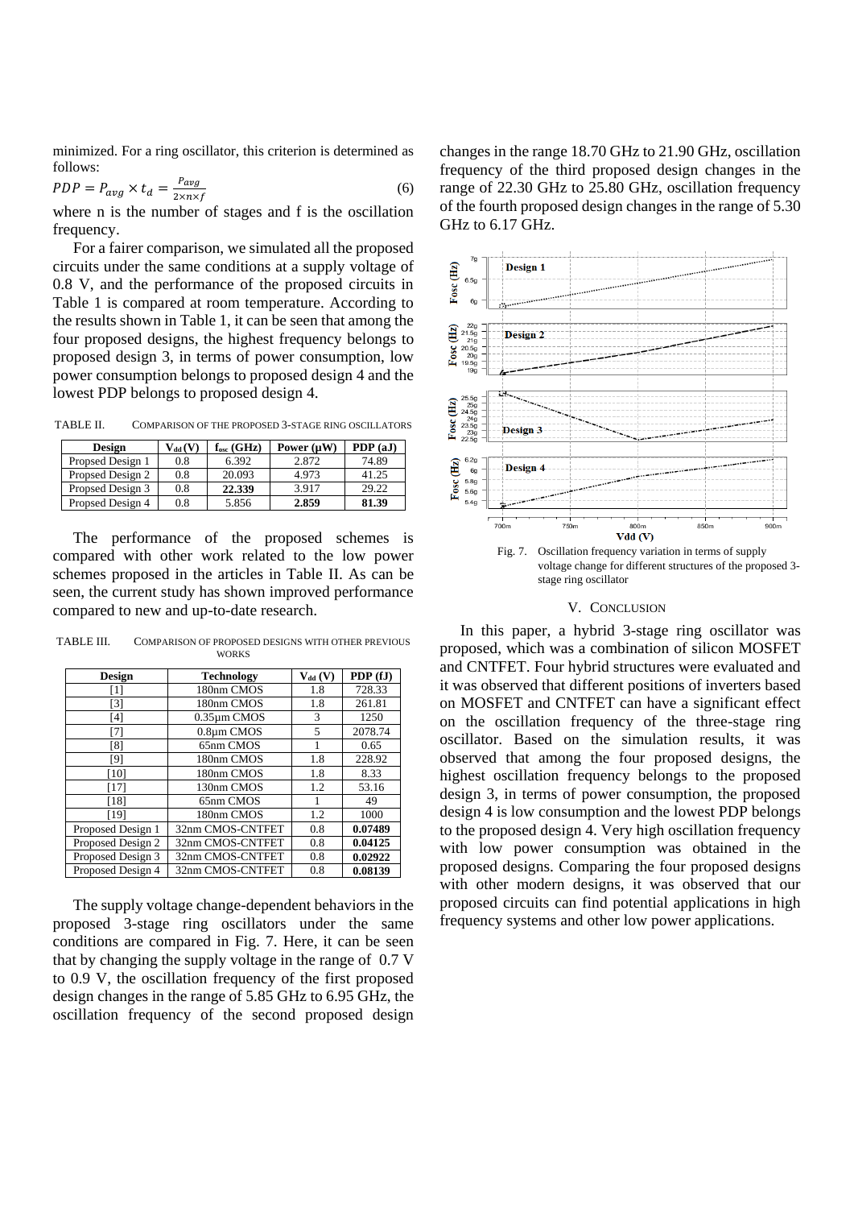minimized. For a ring oscillator, this criterion is determined as follows:

$$PDP = P_{avg} \times t_d = \frac{P_{avg}}{2 \times n \times f} \tag{6}$$

where n is the number of stages and f is the oscillation frequency.

For a fairer comparison, we simulated all the proposed circuits under the same conditions at a supply voltage of 0.8 V, and the performance of the proposed circuits in Table 1 is compared at room temperature. According to the results shown in Table 1, it can be seen that among the four proposed designs, the highest frequency belongs to proposed design 3, in terms of power consumption, low power consumption belongs to proposed design 4 and the lowest PDP belongs to proposed design 4.

TABLE II. COMPARISON OF THE PROPOSED 3-STAGE RING OSCILLATORS

| Design | $V_{dd}$ (V) | $f_{osc}$ (GHz) | Power (µW) | PDP (aJ) |
|---|---|---|---|---|
| Propsed Design 1 | 0.8 | 6.392 | 2.872 | 74.89 |
| Propsed Design 2 | 0.8 | 20.093 | 4.973 | 41.25 |
| Propsed Design 3 | 0.8 | **22.339** | 3.917 | 29.22 |
| Propsed Design 4 | 0.8 | 5.856 | **2.859** | **81.39** |

The performance of the proposed schemes is compared with other work related to the low power schemes proposed in the articles in Table II. As can be seen, the current study has shown improved performance compared to new and up-to-date research.

TABLE III. COMPARISON OF PROPOSED DESIGNS WITH OTHER PREVIOUS WORKS

| Design | Technology | $V_{dd}$ (V) | PDP (fJ) |
|---|---|---|---|
| [1] | 180nm CMOS | 1.8 | 728.33 |
| [3] | 180nm CMOS | 1.8 | 261.81 |
| [4] | 0.35µm CMOS | 3 | 1250 |
| [7] | 0.8µm CMOS | 5 | 2078.74 |
| [8] | 65nm CMOS | 1 | 0.65 |
| [9] | 180nm CMOS | 1.8 | 228.92 |
| [10] | 180nm CMOS | 1.8 | 8.33 |
| [17] | 130nm CMOS | 1.2 | 53.16 |
| [18] | 65nm CMOS | 1 | 49 |
| [19] | 180nm CMOS | 1.2 | 1000 |
| Proposed Design 1 | 32nm CMOS-CNTFET | 0.8 | **0.07489** |
| Proposed Design 2 | 32nm CMOS-CNTFET | 0.8 | **0.04125** |
| Proposed Design 3 | 32nm CMOS-CNTFET | 0.8 | **0.02922** |
| Proposed Design 4 | 32nm CMOS-CNTFET | 0.8 | **0.08139** |

The supply voltage change-dependent behaviors in the proposed 3-stage ring oscillators under the same conditions are compared in Fig. 7. Here, it can be seen that by changing the supply voltage in the range of 0.7 V to 0.9 V, the oscillation frequency of the first proposed design changes in the range of 5.85 GHz to 6.95 GHz, the oscillation frequency of the second proposed design changes in the range 18.70 GHz to 21.90 GHz, oscillation frequency of the third proposed design changes in the range of 22.30 GHz to 25.80 GHz, oscillation frequency of the fourth proposed design changes in the range of 5.30 GHz to 6.17 GHz.

Fig. 7. Oscillation frequency variation in terms of supply voltage change for different structures of the proposed 3-stage ring oscillator

## V. CONCLUSION

In this paper, a hybrid 3-stage ring oscillator was proposed, which was a combination of silicon MOSFET and CNTFET. Four hybrid structures were evaluated and it was observed that different positions of inverters based on MOSFET and CNTFET can have a significant effect on the oscillation frequency of the three-stage ring oscillator. Based on the simulation results, it was observed that among the four proposed designs, the highest oscillation frequency belongs to the proposed design 3, in terms of power consumption, the proposed design 4 is low consumption and the lowest PDP belongs to the proposed design 4. Very high oscillation frequency with low power consumption was obtained in the proposed designs. Comparing the four proposed designs with other modern designs, it was observed that our proposed circuits can find potential applications in high frequency systems and other low power applications.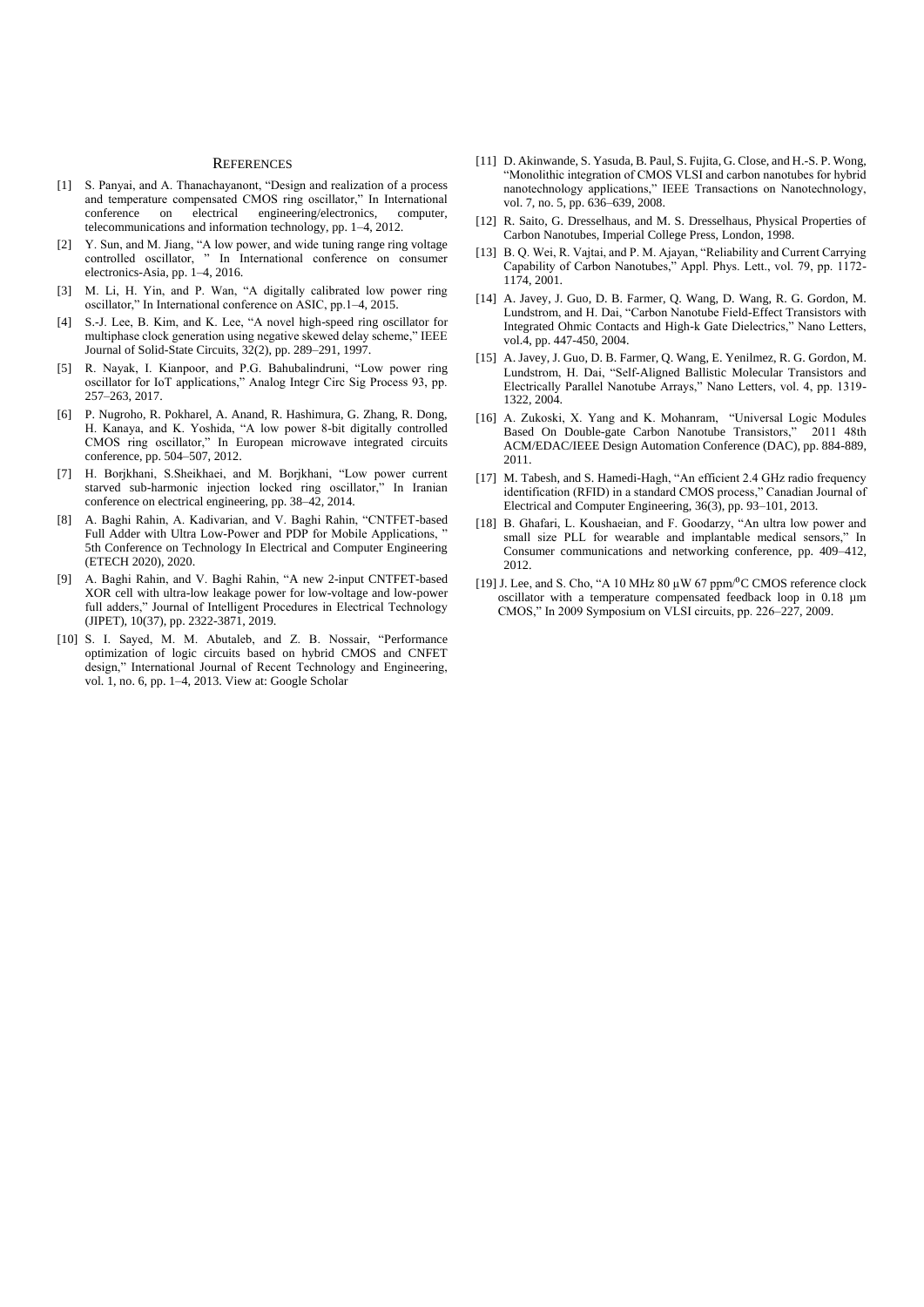## REFERENCES

[1] S. Panyai, and A. Thanachayanont, "Design and realization of a process and temperature compensated CMOS ring oscillator," In International conference on electrical engineering/electronics, computer, telecommunications and information technology, pp. 1–4, 2012.

[2] Y. Sun, and M. Jiang, "A low power, and wide tuning range ring voltage controlled oscillator, " In International conference on consumer electronics-Asia, pp. 1–4, 2016.

[3] M. Li, H. Yin, and P. Wan, "A digitally calibrated low power ring oscillator," In International conference on ASIC, pp.1–4, 2015.

[4] S.-J. Lee, B. Kim, and K. Lee, "A novel high-speed ring oscillator for multiphase clock generation using negative skewed delay scheme," IEEE Journal of Solid-State Circuits, 32(2), pp. 289–291, 1997.

[5] R. Nayak, I. Kianpoor, and P.G. Bahubalindruni, "Low power ring oscillator for IoT applications," Analog Integr Circ Sig Process 93, pp. 257–263, 2017.

[6] P. Nugroho, R. Pokharel, A. Anand, R. Hashimura, G. Zhang, R. Dong, H. Kanaya, and K. Yoshida, "A low power 8-bit digitally controlled CMOS ring oscillator," In European microwave integrated circuits conference, pp. 504–507, 2012.

[7] H. Borjkhani, S.Sheikhaei, and M. Borjkhani, "Low power current starved sub-harmonic injection locked ring oscillator," In Iranian conference on electrical engineering, pp. 38–42, 2014.

[8] A. Baghi Rahin, A. Kadivarian, and V. Baghi Rahin, "CNTFET-based Full Adder with Ultra Low-Power and PDP for Mobile Applications, " 5th Conference on Technology In Electrical and Computer Engineering (ETECH 2020), 2020.

[9] A. Baghi Rahin, and V. Baghi Rahin, "A new 2-input CNTFET-based XOR cell with ultra-low leakage power for low-voltage and low-power full adders," Journal of Intelligent Procedures in Electrical Technology (JIPET), 10(37), pp. 2322-3871, 2019.

[10] S. I. Sayed, M. M. Abutaleb, and Z. B. Nossair, "Performance optimization of logic circuits based on hybrid CMOS and CNFET design," International Journal of Recent Technology and Engineering, vol. 1, no. 6, pp. 1–4, 2013. View at: Google Scholar

[11] D. Akinwande, S. Yasuda, B. Paul, S. Fujita, G. Close, and H.-S. P. Wong, "Monolithic integration of CMOS VLSI and carbon nanotubes for hybrid nanotechnology applications," IEEE Transactions on Nanotechnology, vol. 7, no. 5, pp. 636–639, 2008.

[12] R. Saito, G. Dresselhaus, and M. S. Dresselhaus, Physical Properties of Carbon Nanotubes, Imperial College Press, London, 1998.

[13] B. Q. Wei, R. Vajtai, and P. M. Ajayan, "Reliability and Current Carrying Capability of Carbon Nanotubes," Appl. Phys. Lett., vol. 79, pp. 1172-1174, 2001.

[14] A. Javey, J. Guo, D. B. Farmer, Q. Wang, D. Wang, R. G. Gordon, M. Lundstrom, and H. Dai, "Carbon Nanotube Field-Effect Transistors with Integrated Ohmic Contacts and High-k Gate Dielectrics," Nano Letters, vol.4, pp. 447-450, 2004.

[15] A. Javey, J. Guo, D. B. Farmer, Q. Wang, E. Yenilmez, R. G. Gordon, M. Lundstrom, H. Dai, "Self-Aligned Ballistic Molecular Transistors and Electrically Parallel Nanotube Arrays," Nano Letters, vol. 4, pp. 1319-1322, 2004.

[16] A. Zukoski, X. Yang and K. Mohanram, "Universal Logic Modules Based On Double-gate Carbon Nanotube Transistors," 2011 48th ACM/EDAC/IEEE Design Automation Conference (DAC), pp. 884-889, 2011.

[17] M. Tabesh, and S. Hamedi-Hagh, "An efficient 2.4 GHz radio frequency identification (RFID) in a standard CMOS process," Canadian Journal of Electrical and Computer Engineering, 36(3), pp. 93–101, 2013.

[18] B. Ghafari, L. Koushaeian, and F. Goodarzy, "An ultra low power and small size PLL for wearable and implantable medical sensors," In Consumer communications and networking conference, pp. 409–412, 2012.

[19] J. Lee, and S. Cho, "A 10 MHz 80 μW 67 ppm/$^0$C CMOS reference clock oscillator with a temperature compensated feedback loop in 0.18 μm CMOS," In 2009 Symposium on VLSI circuits, pp. 226–227, 2009.